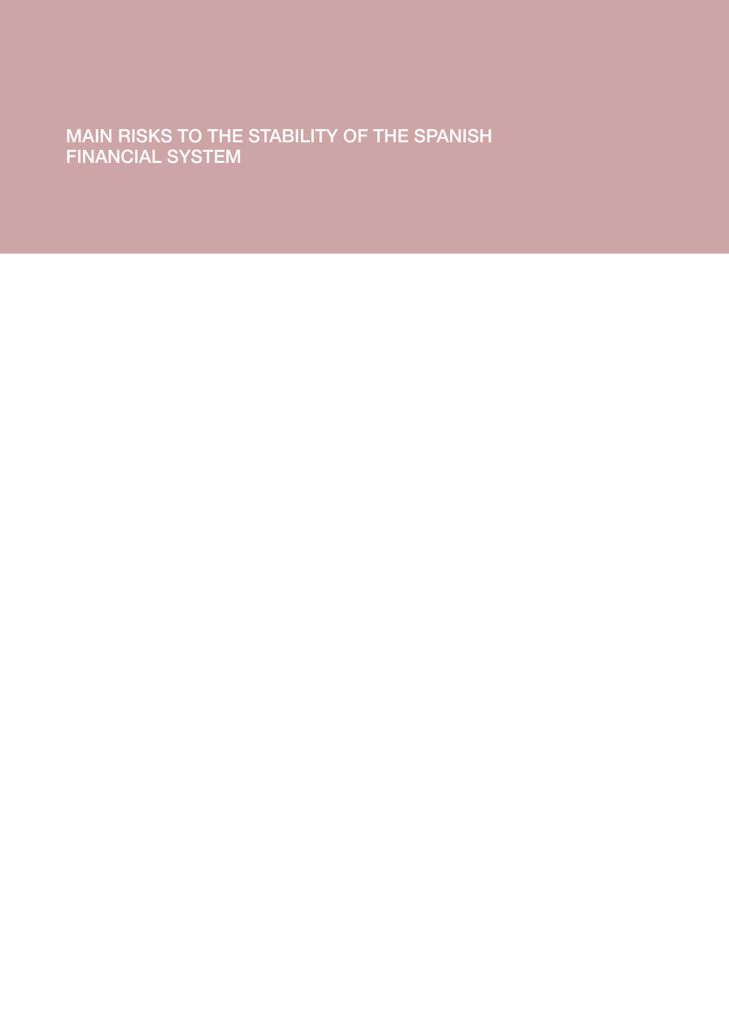# MAIN RISKS TO THE STABILITY OF THE SPANISH FINANCIAL SYSTEM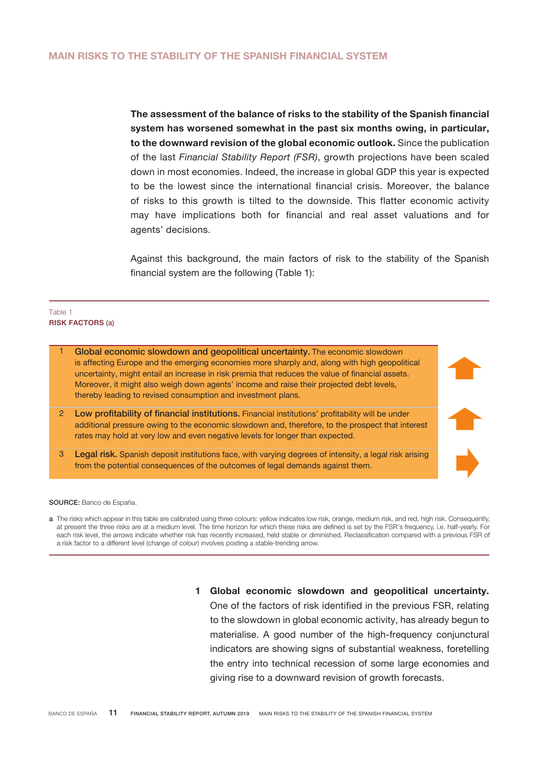## MAIN RISKS TO THE STABILITY OF THE SPANISH FINANCIAL SYSTEM

**The assessment of the balance of risks to the stability of the Spanish financial system has worsened somewhat in the past six months owing, in particular, to the downward revision of the global economic outlook.** Since the publication of the last *Financial Stability Report (FSR)*, growth projections have been scaled down in most economies. Indeed, the increase in global GDP this year is expected to be the lowest since the international financial crisis. Moreover, the balance of risks to this growth is tilted to the downside. This flatter economic activity may have implications both for financial and real asset valuations and for agents' decisions.

Against this background, the main factors of risk to the stability of the Spanish financial system are the following (Table 1):

Table 1
**RISK FACTORS (a)**

| | Risk factor | Trend |
|---|---|---|
| 1 | **Global economic slowdown and geopolitical uncertainty.** The economic slowdown is affecting Europe and the emerging economies more sharply and, along with high geopolitical uncertainty, might entail an increase in risk premia that reduces the value of financial assets. Moreover, it might also weigh down agents' income and raise their projected debt levels, thereby leading to revised consumption and investment plans. | ↑ |
| 2 | **Low profitability of financial institutions.** Financial institutions' profitability will be under additional pressure owing to the economic slowdown and, therefore, to the prospect that interest rates may hold at very low and even negative levels for longer than expected. | ↑ |
| 3 | **Legal risk.** Spanish deposit institutions face, with varying degrees of intensity, a legal risk arising from the potential consequences of the outcomes of legal demands against them. | → |

**SOURCE:** Banco de España.

a The risks which appear in this table are calibrated using three colours: yellow indicates low risk, orange, medium risk, and red, high risk. Consequently, at present the three risks are at a medium level. The time horizon for which these risks are defined is set by the FSR's frequency, i.e. half-yearly. For each risk level, the arrows indicate whether risk has recently increased, held stable or diminished. Reclassification compared with a previous FSR of a risk factor to a different level (change of colour) involves posting a stable-trending arrow.

1 **Global economic slowdown and geopolitical uncertainty.** One of the factors of risk identified in the previous FSR, relating to the slowdown in global economic activity, has already begun to materialise. A good number of the high-frequency conjunctural indicators are showing signs of substantial weakness, foretelling the entry into technical recession of some large economies and giving rise to a downward revision of growth forecasts.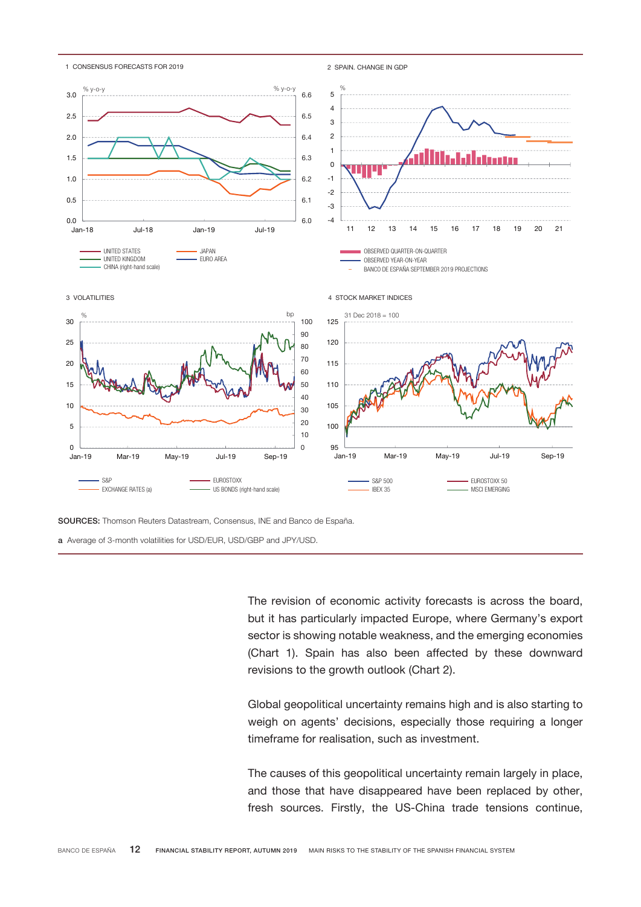1 CONSENSUS FORECASTS FOR 2019

% y-o-y

UNITED STATES
UNITED KINGDOM
CHINA (right-hand scale)
JAPAN
EURO AREA

2 SPAIN. CHANGE IN GDP

%

OBSERVED QUARTER-ON-QUARTER
OBSERVED YEAR-ON-YEAR
BANCO DE ESPAÑA SEPTEMBER 2019 PROJECTIONS

3 VOLATILITIES

% bp

S&P
EXCHANGE RATES (a)
EUROSTOXX
US BONDS (right-hand scale)

4 STOCK MARKET INDICES

31 Dec 2018 = 100

S&P 500
IBEX 35
EUROSTOXX 50
MSCI EMERGING

**SOURCES:** Thomson Reuters Datastream, Consensus, INE and Banco de España.

**a** Average of 3-month volatilities for USD/EUR, USD/GBP and JPY/USD.

The revision of economic activity forecasts is across the board, but it has particularly impacted Europe, where Germany's export sector is showing notable weakness, and the emerging economies (Chart 1). Spain has also been affected by these downward revisions to the growth outlook (Chart 2).

Global geopolitical uncertainty remains high and is also starting to weigh on agents' decisions, especially those requiring a longer timeframe for realisation, such as investment.

The causes of this geopolitical uncertainty remain largely in place, and those that have disappeared have been replaced by other, fresh sources. Firstly, the US-China trade tensions continue,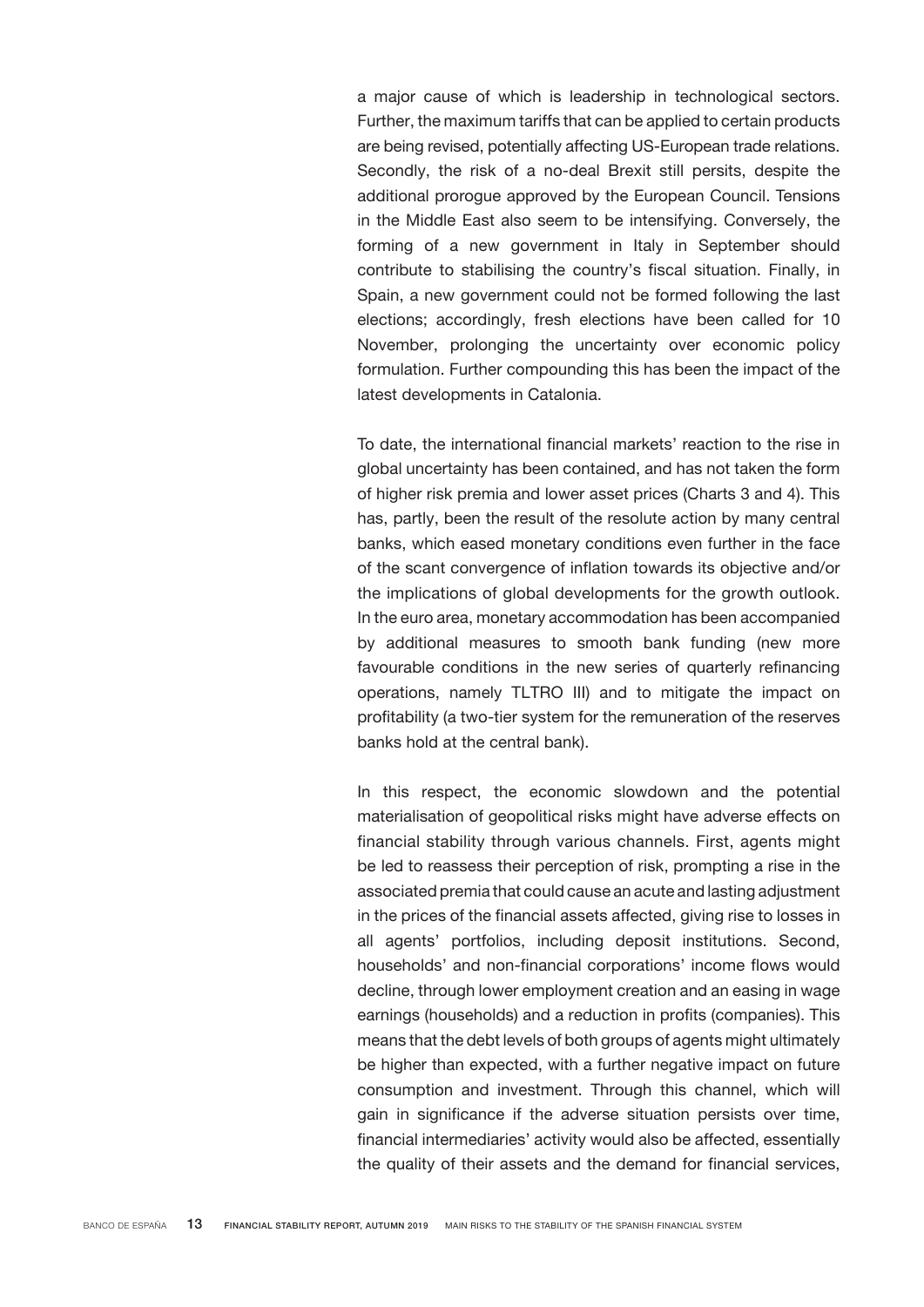a major cause of which is leadership in technological sectors. Further, the maximum tariffs that can be applied to certain products are being revised, potentially affecting US-European trade relations. Secondly, the risk of a no-deal Brexit still persits, despite the additional prorogue approved by the European Council. Tensions in the Middle East also seem to be intensifying. Conversely, the forming of a new government in Italy in September should contribute to stabilising the country's fiscal situation. Finally, in Spain, a new government could not be formed following the last elections; accordingly, fresh elections have been called for 10 November, prolonging the uncertainty over economic policy formulation. Further compounding this has been the impact of the latest developments in Catalonia.

To date, the international financial markets' reaction to the rise in global uncertainty has been contained, and has not taken the form of higher risk premia and lower asset prices (Charts 3 and 4). This has, partly, been the result of the resolute action by many central banks, which eased monetary conditions even further in the face of the scant convergence of inflation towards its objective and/or the implications of global developments for the growth outlook. In the euro area, monetary accommodation has been accompanied by additional measures to smooth bank funding (new more favourable conditions in the new series of quarterly refinancing operations, namely TLTRO III) and to mitigate the impact on profitability (a two-tier system for the remuneration of the reserves banks hold at the central bank).

In this respect, the economic slowdown and the potential materialisation of geopolitical risks might have adverse effects on financial stability through various channels. First, agents might be led to reassess their perception of risk, prompting a rise in the associated premia that could cause an acute and lasting adjustment in the prices of the financial assets affected, giving rise to losses in all agents' portfolios, including deposit institutions. Second, households' and non-financial corporations' income flows would decline, through lower employment creation and an easing in wage earnings (households) and a reduction in profits (companies). This means that the debt levels of both groups of agents might ultimately be higher than expected, with a further negative impact on future consumption and investment. Through this channel, which will gain in significance if the adverse situation persists over time, financial intermediaries' activity would also be affected, essentially the quality of their assets and the demand for financial services,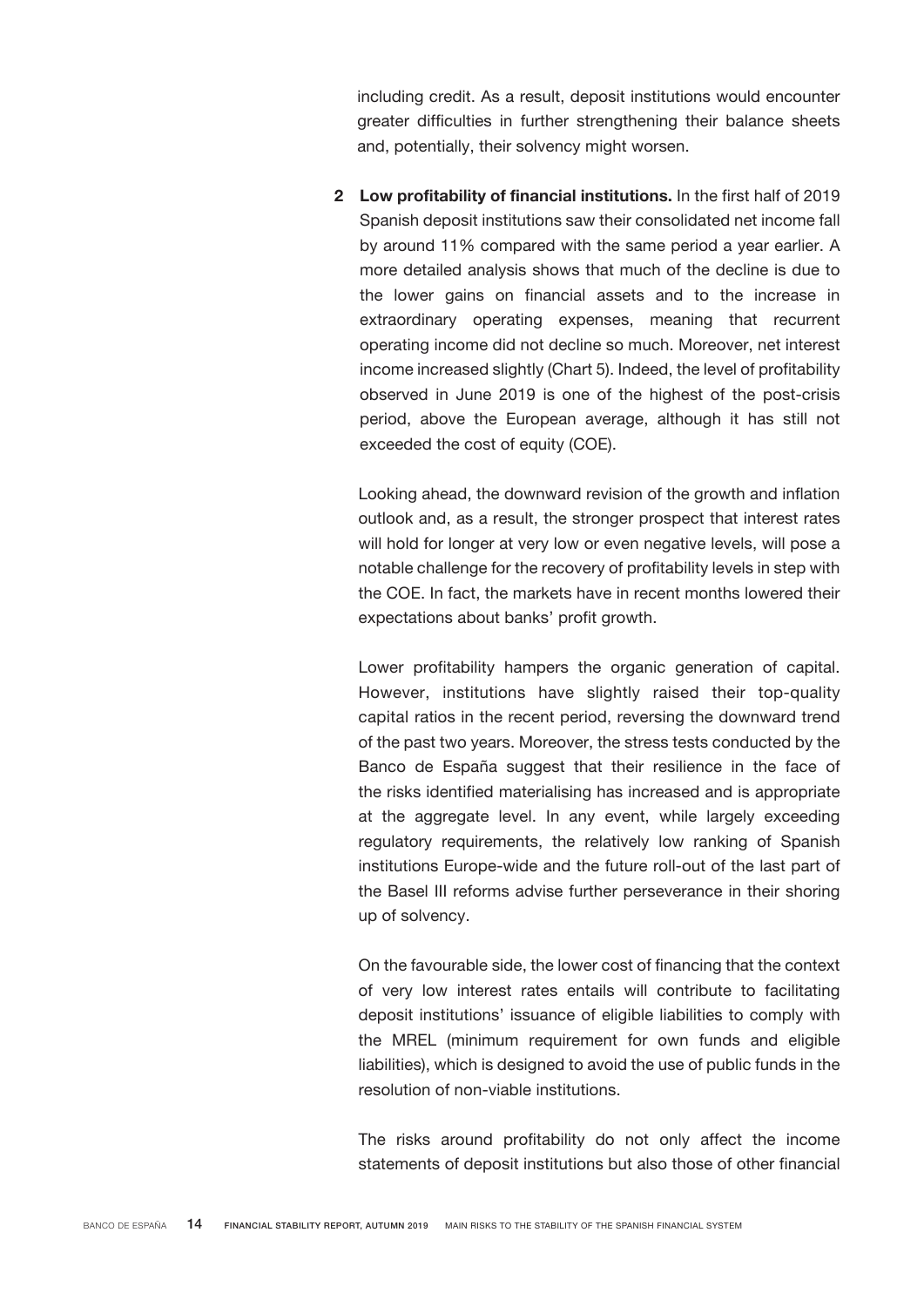including credit. As a result, deposit institutions would encounter greater difficulties in further strengthening their balance sheets and, potentially, their solvency might worsen.

2. **Low profitability of financial institutions.** In the first half of 2019 Spanish deposit institutions saw their consolidated net income fall by around 11% compared with the same period a year earlier. A more detailed analysis shows that much of the decline is due to the lower gains on financial assets and to the increase in extraordinary operating expenses, meaning that recurrent operating income did not decline so much. Moreover, net interest income increased slightly (Chart 5). Indeed, the level of profitability observed in June 2019 is one of the highest of the post-crisis period, above the European average, although it has still not exceeded the cost of equity (COE).

   Looking ahead, the downward revision of the growth and inflation outlook and, as a result, the stronger prospect that interest rates will hold for longer at very low or even negative levels, will pose a notable challenge for the recovery of profitability levels in step with the COE. In fact, the markets have in recent months lowered their expectations about banks' profit growth.

   Lower profitability hampers the organic generation of capital. However, institutions have slightly raised their top-quality capital ratios in the recent period, reversing the downward trend of the past two years. Moreover, the stress tests conducted by the Banco de España suggest that their resilience in the face of the risks identified materialising has increased and is appropriate at the aggregate level. In any event, while largely exceeding regulatory requirements, the relatively low ranking of Spanish institutions Europe-wide and the future roll-out of the last part of the Basel III reforms advise further perseverance in their shoring up of solvency.

   On the favourable side, the lower cost of financing that the context of very low interest rates entails will contribute to facilitating deposit institutions' issuance of eligible liabilities to comply with the MREL (minimum requirement for own funds and eligible liabilities), which is designed to avoid the use of public funds in the resolution of non-viable institutions.

   The risks around profitability do not only affect the income statements of deposit institutions but also those of other financial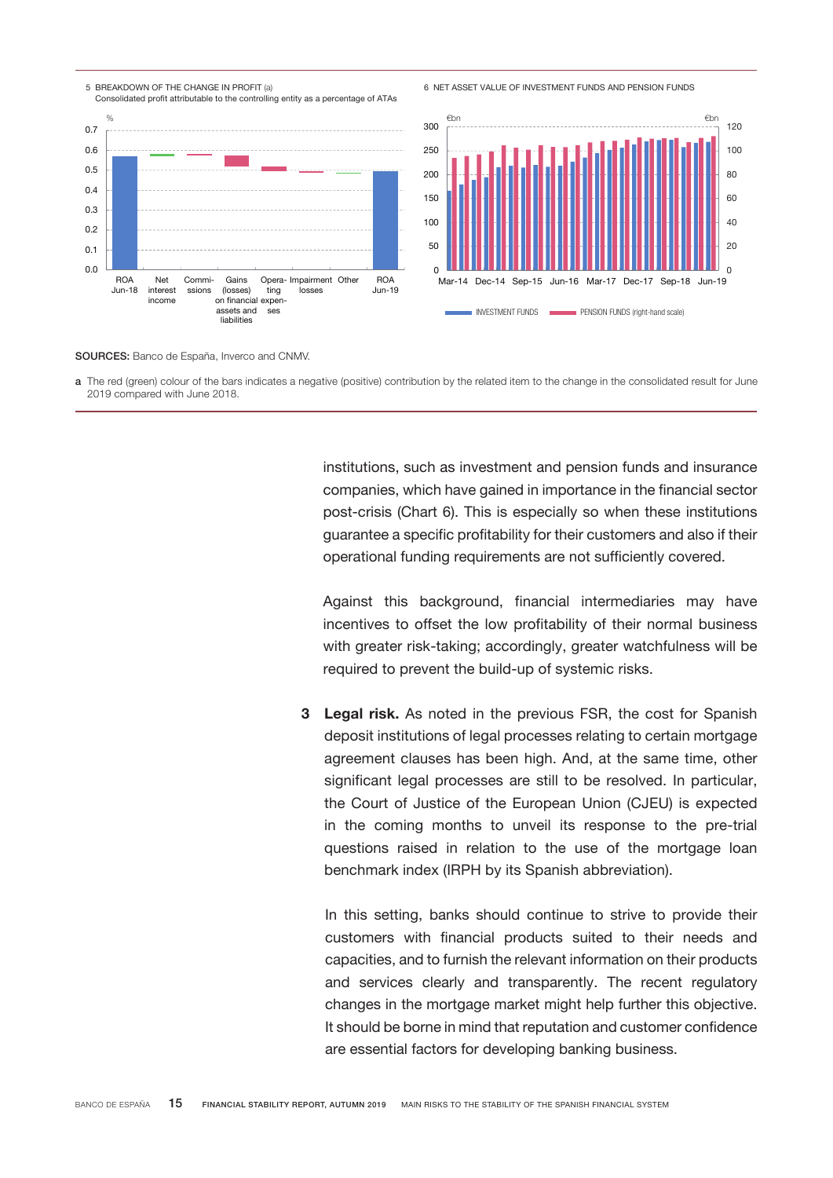5 BREAKDOWN OF THE CHANGE IN PROFIT (a)
Consolidated profit attributable to the controlling entity as a percentage of ATAs

6 NET ASSET VALUE OF INVESTMENT FUNDS AND PENSION FUNDS

SOURCES: Banco de España, Inverco and CNMV.

a The red (green) colour of the bars indicates a negative (positive) contribution by the related item to the change in the consolidated result for June 2019 compared with June 2018.

institutions, such as investment and pension funds and insurance companies, which have gained in importance in the financial sector post-crisis (Chart 6). This is especially so when these institutions guarantee a specific profitability for their customers and also if their operational funding requirements are not sufficiently covered.

Against this background, financial intermediaries may have incentives to offset the low profitability of their normal business with greater risk-taking; accordingly, greater watchfulness will be required to prevent the build-up of systemic risks.

3 **Legal risk.** As noted in the previous FSR, the cost for Spanish deposit institutions of legal processes relating to certain mortgage agreement clauses has been high. And, at the same time, other significant legal processes are still to be resolved. In particular, the Court of Justice of the European Union (CJEU) is expected in the coming months to unveil its response to the pre-trial questions raised in relation to the use of the mortgage loan benchmark index (IRPH by its Spanish abbreviation).

In this setting, banks should continue to strive to provide their customers with financial products suited to their needs and capacities, and to furnish the relevant information on their products and services clearly and transparently. The recent regulatory changes in the mortgage market might help further this objective. It should be borne in mind that reputation and customer confidence are essential factors for developing banking business.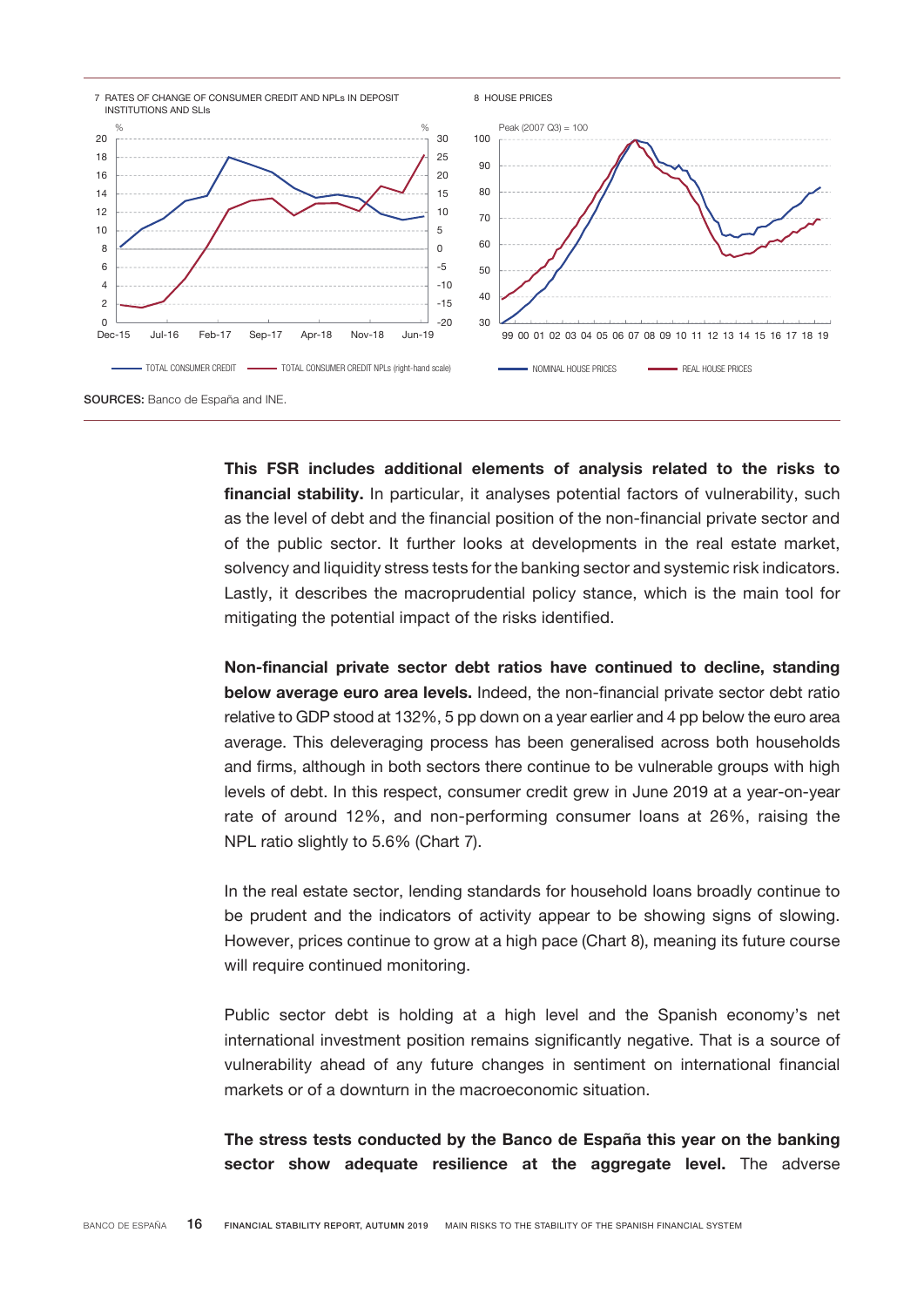7 RATES OF CHANGE OF CONSUMER CREDIT AND NPLs IN DEPOSIT INSTITUTIONS AND SLIs

8 HOUSE PRICES

SOURCES: Banco de España and INE.

**This FSR includes additional elements of analysis related to the risks to financial stability.** In particular, it analyses potential factors of vulnerability, such as the level of debt and the financial position of the non-financial private sector and of the public sector. It further looks at developments in the real estate market, solvency and liquidity stress tests for the banking sector and systemic risk indicators. Lastly, it describes the macroprudential policy stance, which is the main tool for mitigating the potential impact of the risks identified.

**Non-financial private sector debt ratios have continued to decline, standing below average euro area levels.** Indeed, the non-financial private sector debt ratio relative to GDP stood at 132%, 5 pp down on a year earlier and 4 pp below the euro area average. This deleveraging process has been generalised across both households and firms, although in both sectors there continue to be vulnerable groups with high levels of debt. In this respect, consumer credit grew in June 2019 at a year-on-year rate of around 12%, and non-performing consumer loans at 26%, raising the NPL ratio slightly to 5.6% (Chart 7).

In the real estate sector, lending standards for household loans broadly continue to be prudent and the indicators of activity appear to be showing signs of slowing. However, prices continue to grow at a high pace (Chart 8), meaning its future course will require continued monitoring.

Public sector debt is holding at a high level and the Spanish economy's net international investment position remains significantly negative. That is a source of vulnerability ahead of any future changes in sentiment on international financial markets or of a downturn in the macroeconomic situation.

**The stress tests conducted by the Banco de España this year on the banking sector show adequate resilience at the aggregate level.** The adverse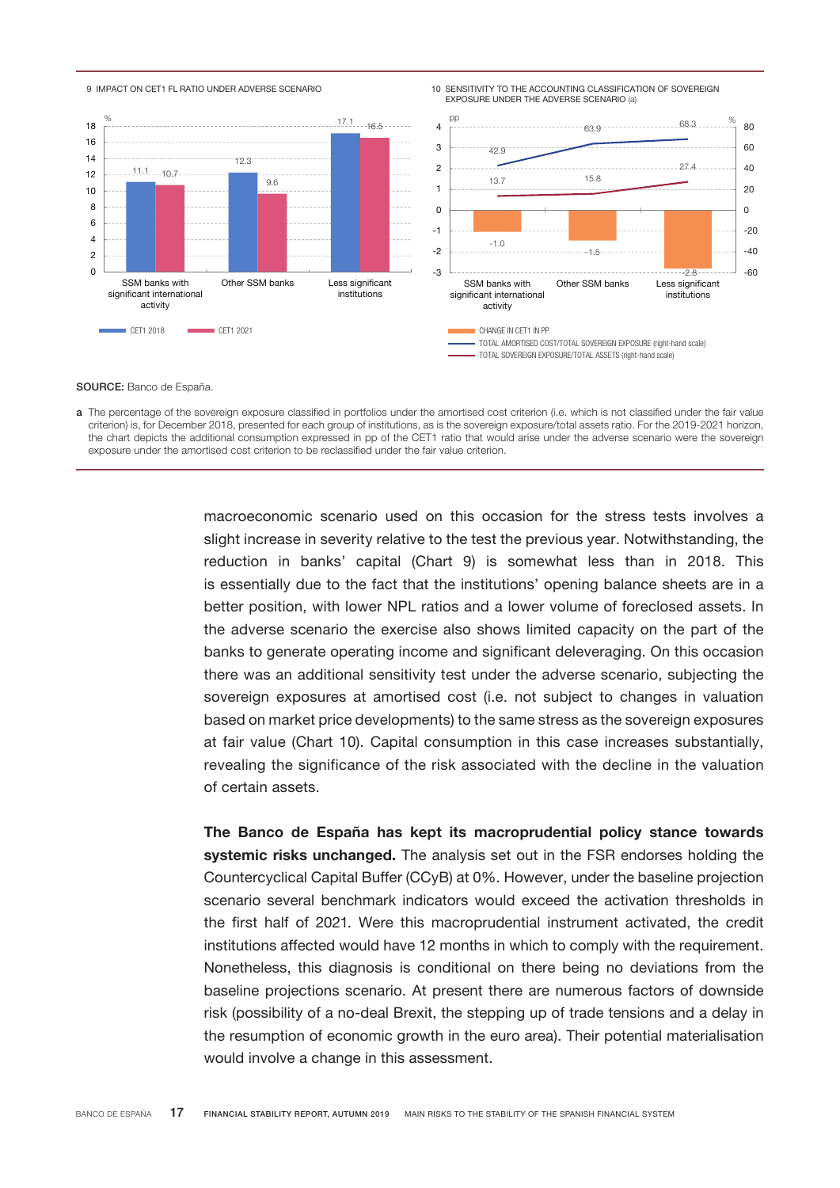9 IMPACT ON CET1 FL RATIO UNDER ADVERSE SCENARIO

%

18
16
14
12
10
8
6
4
2
0

11.1 10.7
12.3 9.6
17.1 16.5

SSM banks with significant international activity
Other SSM banks
Less significant institutions

CET1 2018
CET1 2021

10 SENSITIVITY TO THE ACCOUNTING CLASSIFICATION OF SOVEREIGN EXPOSURE UNDER THE ADVERSE SCENARIO (a)

pp
%

4
3
2
1
0
-1
-2
-3

80
60
40
20
0
-20
-40
-60

42.9
63.9
68.3
13.7
15.8
27.4
-1.0
-1.5
-2.8

SSM banks with significant international activity
Other SSM banks
Less significant institutions

CHANGE IN CET1 IN PP
TOTAL AMORTISED COST/TOTAL SOVEREIGN EXPOSURE (right-hand scale)
TOTAL SOVEREIGN EXPOSURE/TOTAL ASSETS (right-hand scale)

**SOURCE:** Banco de España.

**a** The percentage of the sovereign exposure classified in portfolios under the amortised cost criterion (i.e. which is not classified under the fair value criterion) is, for December 2018, presented for each group of institutions, as is the sovereign exposure/total assets ratio. For the 2019-2021 horizon, the chart depicts the additional consumption expressed in pp of the CET1 ratio that would arise under the adverse scenario were the sovereign exposure under the amortised cost criterion to be reclassified under the fair value criterion.

macroeconomic scenario used on this occasion for the stress tests involves a slight increase in severity relative to the test the previous year. Notwithstanding, the reduction in banks' capital (Chart 9) is somewhat less than in 2018. This is essentially due to the fact that the institutions' opening balance sheets are in a better position, with lower NPL ratios and a lower volume of foreclosed assets. In the adverse scenario the exercise also shows limited capacity on the part of the banks to generate operating income and significant deleveraging. On this occasion there was an additional sensitivity test under the adverse scenario, subjecting the sovereign exposures at amortised cost (i.e. not subject to changes in valuation based on market price developments) to the same stress as the sovereign exposures at fair value (Chart 10). Capital consumption in this case increases substantially, revealing the significance of the risk associated with the decline in the valuation of certain assets.

**The Banco de España has kept its macroprudential policy stance towards systemic risks unchanged.** The analysis set out in the FSR endorses holding the Countercyclical Capital Buffer (CCyB) at 0%. However, under the baseline projection scenario several benchmark indicators would exceed the activation thresholds in the first half of 2021. Were this macroprudential instrument activated, the credit institutions affected would have 12 months in which to comply with the requirement. Nonetheless, this diagnosis is conditional on there being no deviations from the baseline projections scenario. At present there are numerous factors of downside risk (possibility of a no-deal Brexit, the stepping up of trade tensions and a delay in the resumption of economic growth in the euro area). Their potential materialisation would involve a change in this assessment.